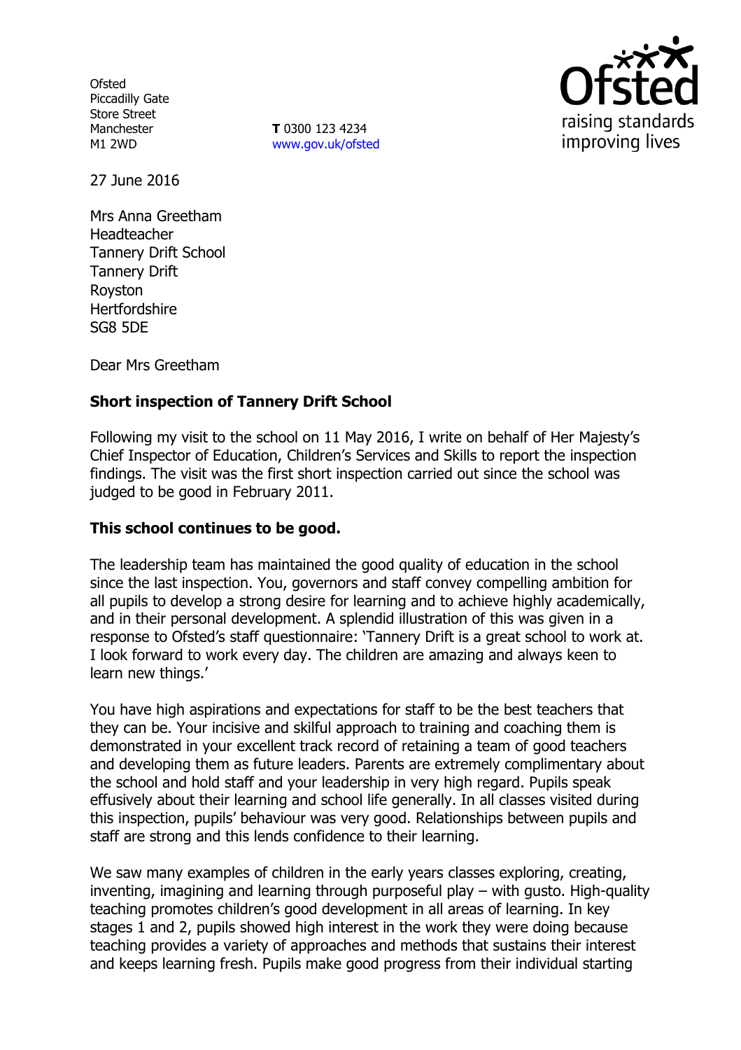Ofsted
Piccadilly Gate
Store Street
Manchester
M1 2WD

**T** 0300 123 4234
www.gov.uk/ofsted

27 June 2016

Mrs Anna Greetham
Headteacher
Tannery Drift School
Tannery Drift
Royston
Hertfordshire
SG8 5DE

Dear Mrs Greetham

**Short inspection of Tannery Drift School**

Following my visit to the school on 11 May 2016, I write on behalf of Her Majesty's Chief Inspector of Education, Children's Services and Skills to report the inspection findings. The visit was the first short inspection carried out since the school was judged to be good in February 2011.

**This school continues to be good.**

The leadership team has maintained the good quality of education in the school since the last inspection. You, governors and staff convey compelling ambition for all pupils to develop a strong desire for learning and to achieve highly academically, and in their personal development. A splendid illustration of this was given in a response to Ofsted's staff questionnaire: 'Tannery Drift is a great school to work at. I look forward to work every day. The children are amazing and always keen to learn new things.'

You have high aspirations and expectations for staff to be the best teachers that they can be. Your incisive and skilful approach to training and coaching them is demonstrated in your excellent track record of retaining a team of good teachers and developing them as future leaders. Parents are extremely complimentary about the school and hold staff and your leadership in very high regard. Pupils speak effusively about their learning and school life generally. In all classes visited during this inspection, pupils' behaviour was very good. Relationships between pupils and staff are strong and this lends confidence to their learning.

We saw many examples of children in the early years classes exploring, creating, inventing, imagining and learning through purposeful play – with gusto. High-quality teaching promotes children's good development in all areas of learning. In key stages 1 and 2, pupils showed high interest in the work they were doing because teaching provides a variety of approaches and methods that sustains their interest and keeps learning fresh. Pupils make good progress from their individual starting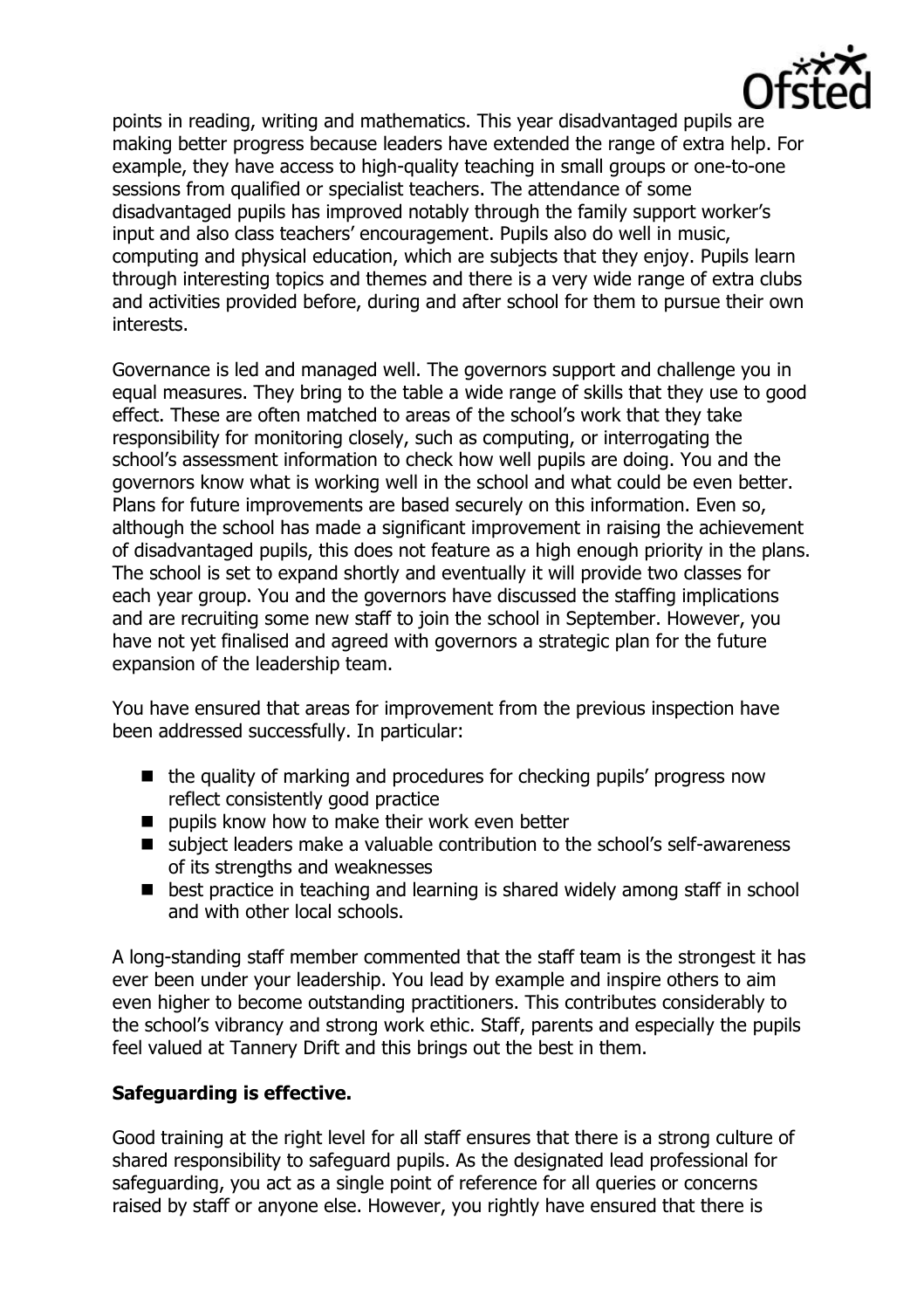points in reading, writing and mathematics. This year disadvantaged pupils are making better progress because leaders have extended the range of extra help. For example, they have access to high-quality teaching in small groups or one-to-one sessions from qualified or specialist teachers. The attendance of some disadvantaged pupils has improved notably through the family support worker's input and also class teachers' encouragement. Pupils also do well in music, computing and physical education, which are subjects that they enjoy. Pupils learn through interesting topics and themes and there is a very wide range of extra clubs and activities provided before, during and after school for them to pursue their own interests.

Governance is led and managed well. The governors support and challenge you in equal measures. They bring to the table a wide range of skills that they use to good effect. These are often matched to areas of the school's work that they take responsibility for monitoring closely, such as computing, or interrogating the school's assessment information to check how well pupils are doing. You and the governors know what is working well in the school and what could be even better. Plans for future improvements are based securely on this information. Even so, although the school has made a significant improvement in raising the achievement of disadvantaged pupils, this does not feature as a high enough priority in the plans. The school is set to expand shortly and eventually it will provide two classes for each year group. You and the governors have discussed the staffing implications and are recruiting some new staff to join the school in September. However, you have not yet finalised and agreed with governors a strategic plan for the future expansion of the leadership team.

You have ensured that areas for improvement from the previous inspection have been addressed successfully. In particular:

- the quality of marking and procedures for checking pupils' progress now reflect consistently good practice
- pupils know how to make their work even better
- subject leaders make a valuable contribution to the school's self-awareness of its strengths and weaknesses
- best practice in teaching and learning is shared widely among staff in school and with other local schools.

A long-standing staff member commented that the staff team is the strongest it has ever been under your leadership. You lead by example and inspire others to aim even higher to become outstanding practitioners. This contributes considerably to the school's vibrancy and strong work ethic. Staff, parents and especially the pupils feel valued at Tannery Drift and this brings out the best in them.

**Safeguarding is effective.**

Good training at the right level for all staff ensures that there is a strong culture of shared responsibility to safeguard pupils. As the designated lead professional for safeguarding, you act as a single point of reference for all queries or concerns raised by staff or anyone else. However, you rightly have ensured that there is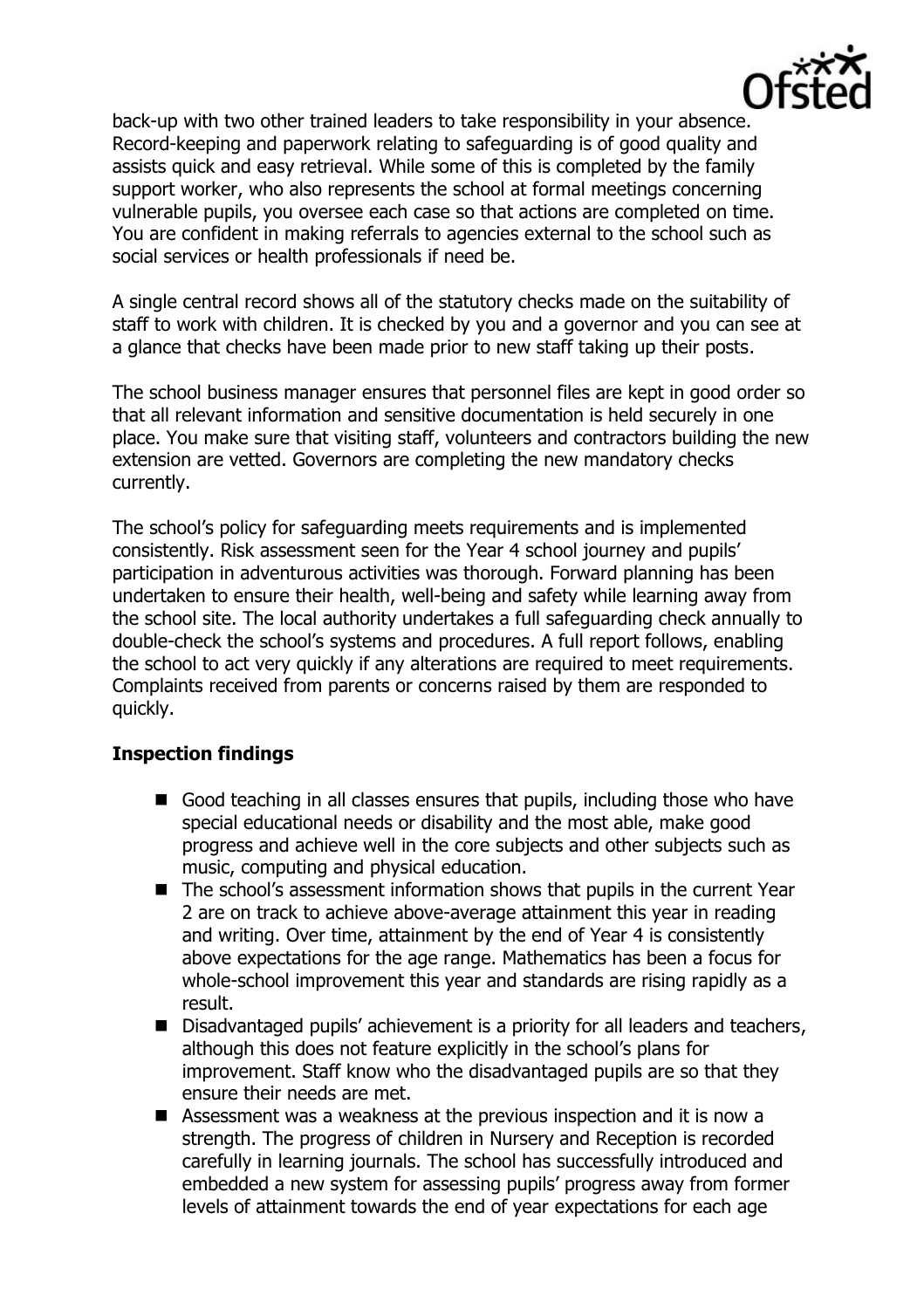back-up with two other trained leaders to take responsibility in your absence. Record-keeping and paperwork relating to safeguarding is of good quality and assists quick and easy retrieval. While some of this is completed by the family support worker, who also represents the school at formal meetings concerning vulnerable pupils, you oversee each case so that actions are completed on time. You are confident in making referrals to agencies external to the school such as social services or health professionals if need be.

A single central record shows all of the statutory checks made on the suitability of staff to work with children. It is checked by you and a governor and you can see at a glance that checks have been made prior to new staff taking up their posts.

The school business manager ensures that personnel files are kept in good order so that all relevant information and sensitive documentation is held securely in one place. You make sure that visiting staff, volunteers and contractors building the new extension are vetted. Governors are completing the new mandatory checks currently.

The school's policy for safeguarding meets requirements and is implemented consistently. Risk assessment seen for the Year 4 school journey and pupils' participation in adventurous activities was thorough. Forward planning has been undertaken to ensure their health, well-being and safety while learning away from the school site. The local authority undertakes a full safeguarding check annually to double-check the school's systems and procedures. A full report follows, enabling the school to act very quickly if any alterations are required to meet requirements. Complaints received from parents or concerns raised by them are responded to quickly.

**Inspection findings**

- Good teaching in all classes ensures that pupils, including those who have special educational needs or disability and the most able, make good progress and achieve well in the core subjects and other subjects such as music, computing and physical education.
- The school's assessment information shows that pupils in the current Year 2 are on track to achieve above-average attainment this year in reading and writing. Over time, attainment by the end of Year 4 is consistently above expectations for the age range. Mathematics has been a focus for whole-school improvement this year and standards are rising rapidly as a result.
- Disadvantaged pupils' achievement is a priority for all leaders and teachers, although this does not feature explicitly in the school's plans for improvement. Staff know who the disadvantaged pupils are so that they ensure their needs are met.
- Assessment was a weakness at the previous inspection and it is now a strength. The progress of children in Nursery and Reception is recorded carefully in learning journals. The school has successfully introduced and embedded a new system for assessing pupils' progress away from former levels of attainment towards the end of year expectations for each age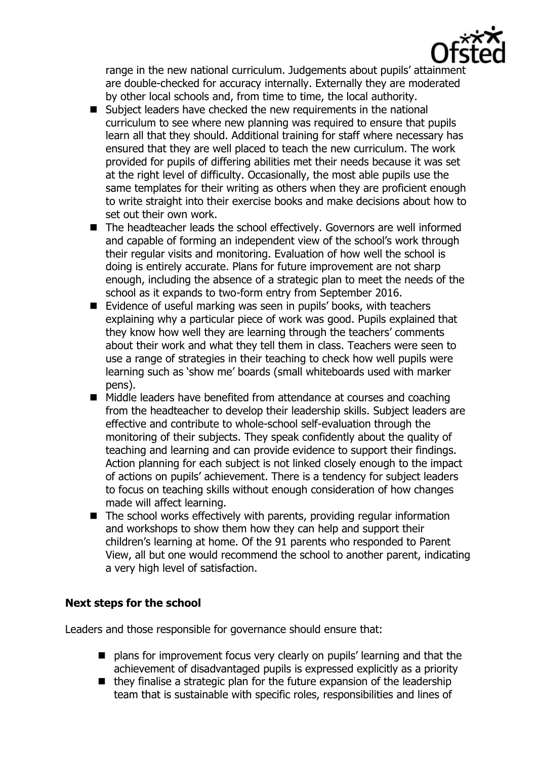range in the new national curriculum. Judgements about pupils' attainment are double-checked for accuracy internally. Externally they are moderated by other local schools and, from time to time, the local authority.

- Subject leaders have checked the new requirements in the national curriculum to see where new planning was required to ensure that pupils learn all that they should. Additional training for staff where necessary has ensured that they are well placed to teach the new curriculum. The work provided for pupils of differing abilities met their needs because it was set at the right level of difficulty. Occasionally, the most able pupils use the same templates for their writing as others when they are proficient enough to write straight into their exercise books and make decisions about how to set out their own work.
- The headteacher leads the school effectively. Governors are well informed and capable of forming an independent view of the school's work through their regular visits and monitoring. Evaluation of how well the school is doing is entirely accurate. Plans for future improvement are not sharp enough, including the absence of a strategic plan to meet the needs of the school as it expands to two-form entry from September 2016.
- Evidence of useful marking was seen in pupils' books, with teachers explaining why a particular piece of work was good. Pupils explained that they know how well they are learning through the teachers' comments about their work and what they tell them in class. Teachers were seen to use a range of strategies in their teaching to check how well pupils were learning such as 'show me' boards (small whiteboards used with marker pens).
- Middle leaders have benefited from attendance at courses and coaching from the headteacher to develop their leadership skills. Subject leaders are effective and contribute to whole-school self-evaluation through the monitoring of their subjects. They speak confidently about the quality of teaching and learning and can provide evidence to support their findings. Action planning for each subject is not linked closely enough to the impact of actions on pupils' achievement. There is a tendency for subject leaders to focus on teaching skills without enough consideration of how changes made will affect learning.
- The school works effectively with parents, providing regular information and workshops to show them how they can help and support their children's learning at home. Of the 91 parents who responded to Parent View, all but one would recommend the school to another parent, indicating a very high level of satisfaction.

## Next steps for the school

Leaders and those responsible for governance should ensure that:

- plans for improvement focus very clearly on pupils' learning and that the achievement of disadvantaged pupils is expressed explicitly as a priority
- they finalise a strategic plan for the future expansion of the leadership team that is sustainable with specific roles, responsibilities and lines of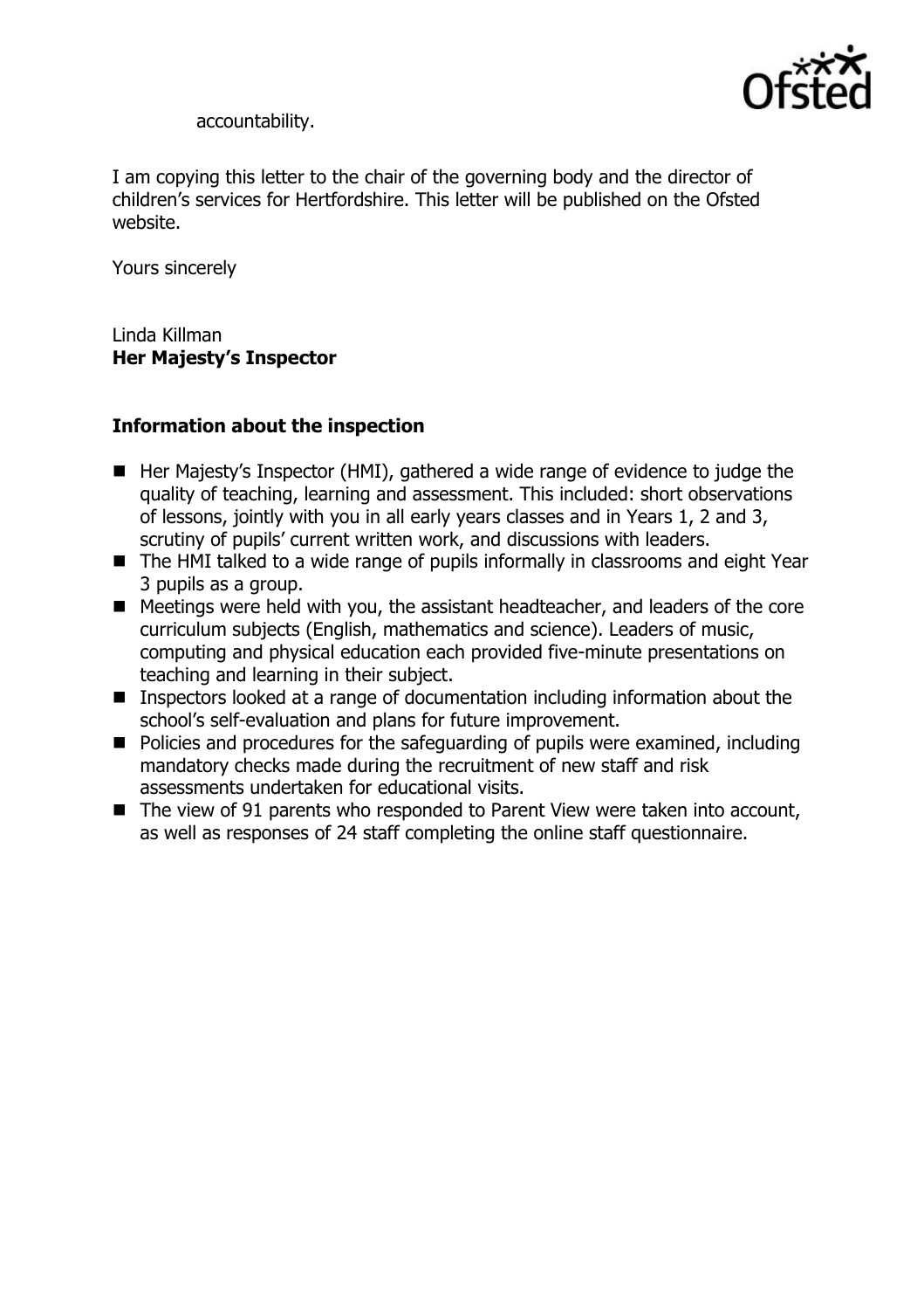accountability.

I am copying this letter to the chair of the governing body and the director of children's services for Hertfordshire. This letter will be published on the Ofsted website.

Yours sincerely

Linda Killman
**Her Majesty's Inspector**

## Information about the inspection

- Her Majesty's Inspector (HMI), gathered a wide range of evidence to judge the quality of teaching, learning and assessment. This included: short observations of lessons, jointly with you in all early years classes and in Years 1, 2 and 3, scrutiny of pupils' current written work, and discussions with leaders.
- The HMI talked to a wide range of pupils informally in classrooms and eight Year 3 pupils as a group.
- Meetings were held with you, the assistant headteacher, and leaders of the core curriculum subjects (English, mathematics and science). Leaders of music, computing and physical education each provided five-minute presentations on teaching and learning in their subject.
- Inspectors looked at a range of documentation including information about the school's self-evaluation and plans for future improvement.
- Policies and procedures for the safeguarding of pupils were examined, including mandatory checks made during the recruitment of new staff and risk assessments undertaken for educational visits.
- The view of 91 parents who responded to Parent View were taken into account, as well as responses of 24 staff completing the online staff questionnaire.